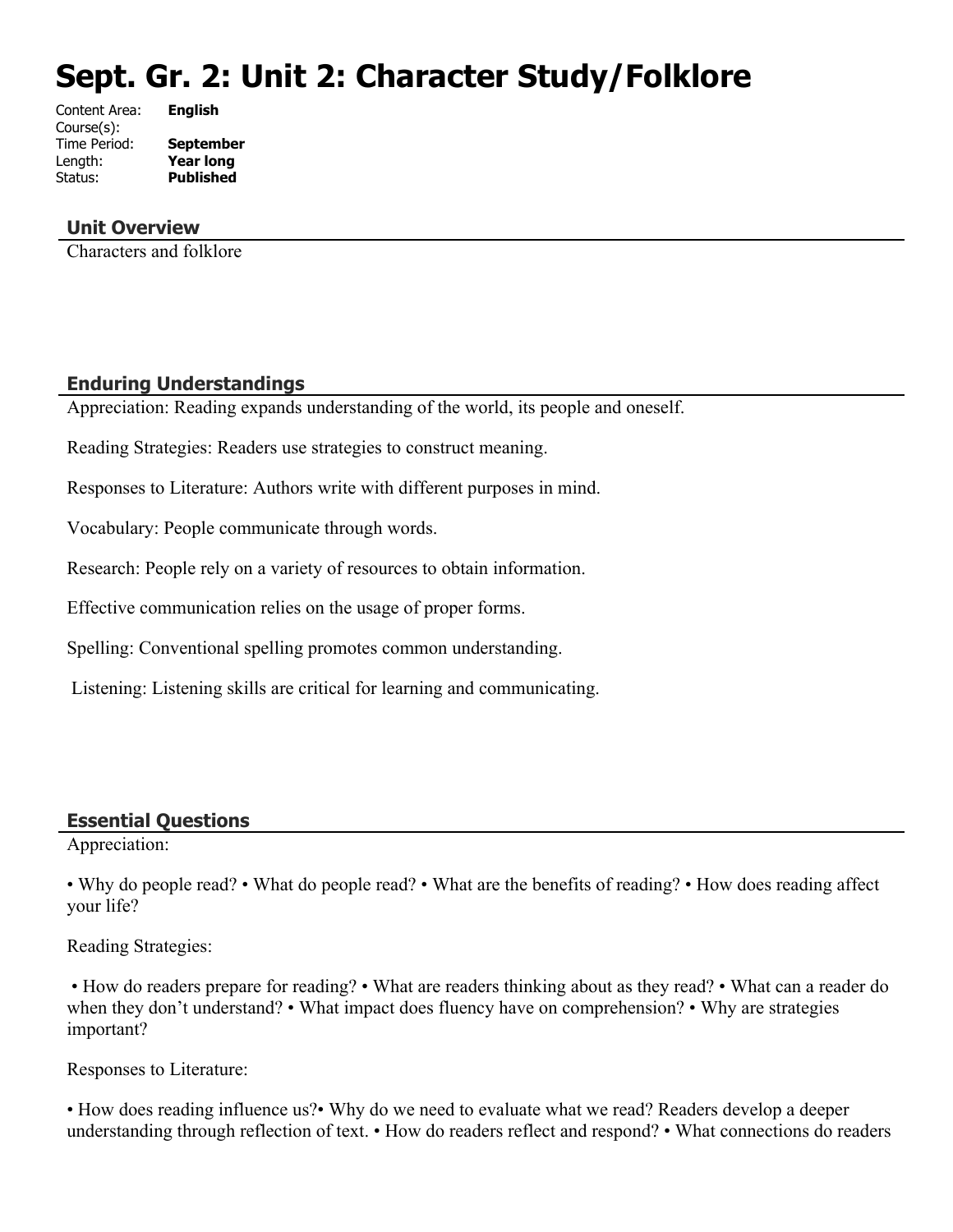# Sept. Gr. 2: Unit 2: Character Study/Folklore

Content Area: **English**
Course(s):
Time Period: **September**
Length: **Year long**
Status: **Published**

## Unit Overview

Characters and folklore

## Enduring Understandings

Appreciation: Reading expands understanding of the world, its people and oneself.

Reading Strategies: Readers use strategies to construct meaning.

Responses to Literature: Authors write with different purposes in mind.

Vocabulary: People communicate through words.

Research: People rely on a variety of resources to obtain information.

Effective communication relies on the usage of proper forms.

Spelling: Conventional spelling promotes common understanding.

Listening: Listening skills are critical for learning and communicating.

## Essential Questions

Appreciation:

• Why do people read? • What do people read? • What are the benefits of reading? • How does reading affect your life?

Reading Strategies:

• How do readers prepare for reading? • What are readers thinking about as they read? • What can a reader do when they don't understand? • What impact does fluency have on comprehension? • Why are strategies important?

Responses to Literature:

• How does reading influence us?• Why do we need to evaluate what we read? Readers develop a deeper understanding through reflection of text. • How do readers reflect and respond? • What connections do readers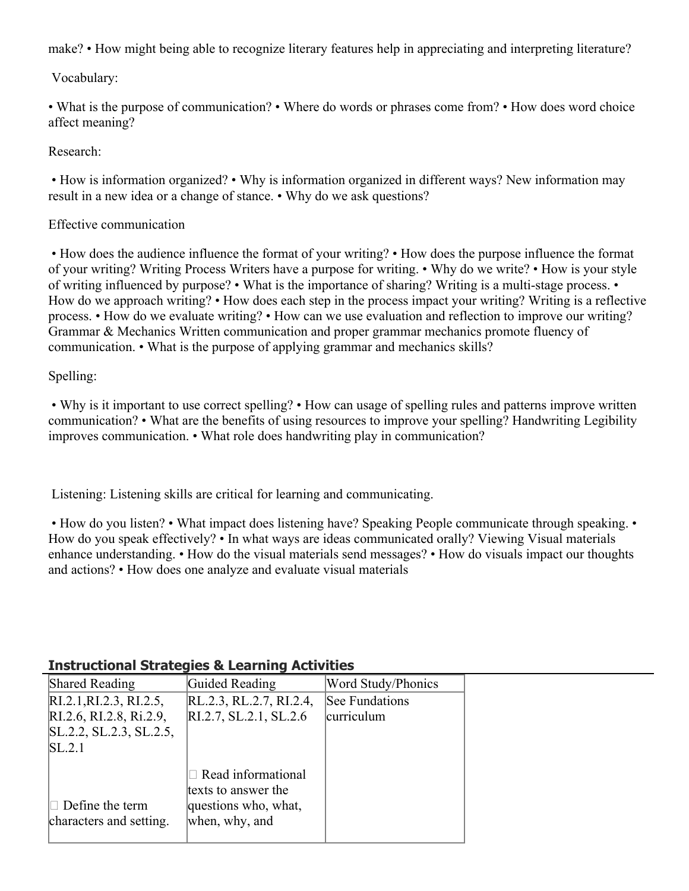make? • How might being able to recognize literary features help in appreciating and interpreting literature?

Vocabulary:

• What is the purpose of communication? • Where do words or phrases come from? • How does word choice affect meaning?

Research:

• How is information organized? • Why is information organized in different ways? New information may result in a new idea or a change of stance. • Why do we ask questions?

Effective communication

• How does the audience influence the format of your writing? • How does the purpose influence the format of your writing? Writing Process Writers have a purpose for writing. • Why do we write? • How is your style of writing influenced by purpose? • What is the importance of sharing? Writing is a multi-stage process. • How do we approach writing? • How does each step in the process impact your writing? Writing is a reflective process. • How do we evaluate writing? • How can we use evaluation and reflection to improve our writing? Grammar & Mechanics Written communication and proper grammar mechanics promote fluency of communication. • What is the purpose of applying grammar and mechanics skills?

Spelling:

• Why is it important to use correct spelling? • How can usage of spelling rules and patterns improve written communication? • What are the benefits of using resources to improve your spelling? Handwriting Legibility improves communication. • What role does handwriting play in communication?

Listening: Listening skills are critical for learning and communicating.

• How do you listen? • What impact does listening have? Speaking People communicate through speaking. • How do you speak effectively? • In what ways are ideas communicated orally? Viewing Visual materials enhance understanding. • How do the visual materials send messages? • How do visuals impact our thoughts and actions? • How does one analyze and evaluate visual materials

## Instructional Strategies & Learning Activities

| Shared Reading | Guided Reading | Word Study/Phonics |
|---|---|---|
| RI.2.1,RI.2.3, RI.2.5, RI.2.6, RI.2.8, Ri.2.9, SL.2.2, SL.2.3, SL.2.5, SL.2.1<br><br>□ Define the term characters and setting. | RL.2.3, RL.2.7, RI.2.4, RI.2.7, SL.2.1, SL.2.6<br><br>□ Read informational texts to answer the questions who, what, when, why, and | See Fundations curriculum |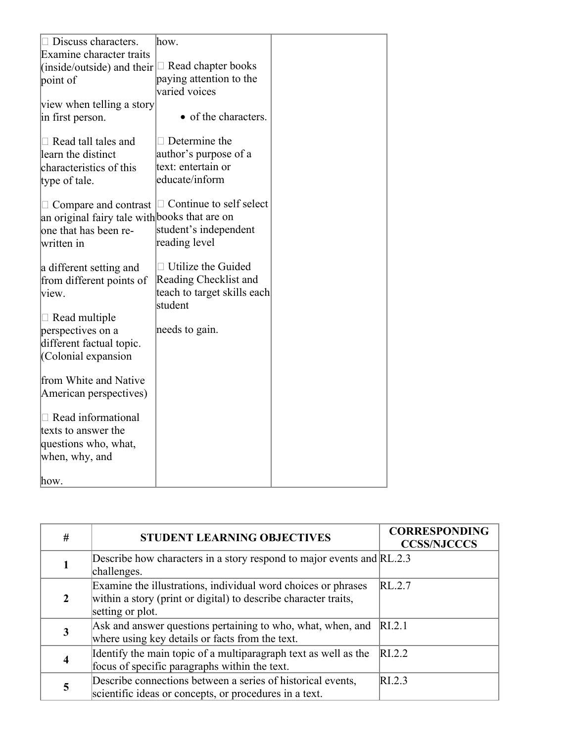| | | |
|---|---|---|
| □ Discuss characters. Examine character traits (inside/outside) and their point of view when telling a story in first person.<br><br>□ Read tall tales and learn the distinct characteristics of this type of tale.<br><br>□ Compare and contrast an original fairy tale with one that has been re-written in a different setting and from different points of view.<br><br>□ Read multiple perspectives on a different factual topic. (Colonial expansion from White and Native American perspectives)<br><br>□ Read informational texts to answer the questions who, what, when, why, and how. | how.<br><br>□ Read chapter books paying attention to the varied voices<br><br>• of the characters.<br><br>□ Determine the author's purpose of a text: entertain or educate/inform<br><br>□ Continue to self select books that are on student's independent reading level<br><br>□ Utilize the Guided Reading Checklist and teach to target skills each student needs to gain. | |

| # | STUDENT LEARNING OBJECTIVES | CORRESPONDING CCSS/NJCCCS |
|---|---|---|
| 1 | Describe how characters in a story respond to major events and challenges. | RL.2.3 |
| 2 | Examine the illustrations, individual word choices or phrases within a story (print or digital) to describe character traits, setting or plot. | RL.2.7 |
| 3 | Ask and answer questions pertaining to who, what, when, and where using key details or facts from the text. | RI.2.1 |
| 4 | Identify the main topic of a multiparagraph text as well as the focus of specific paragraphs within the text. | RI.2.2 |
| 5 | Describe connections between a series of historical events, scientific ideas or concepts, or procedures in a text. | RI.2.3 |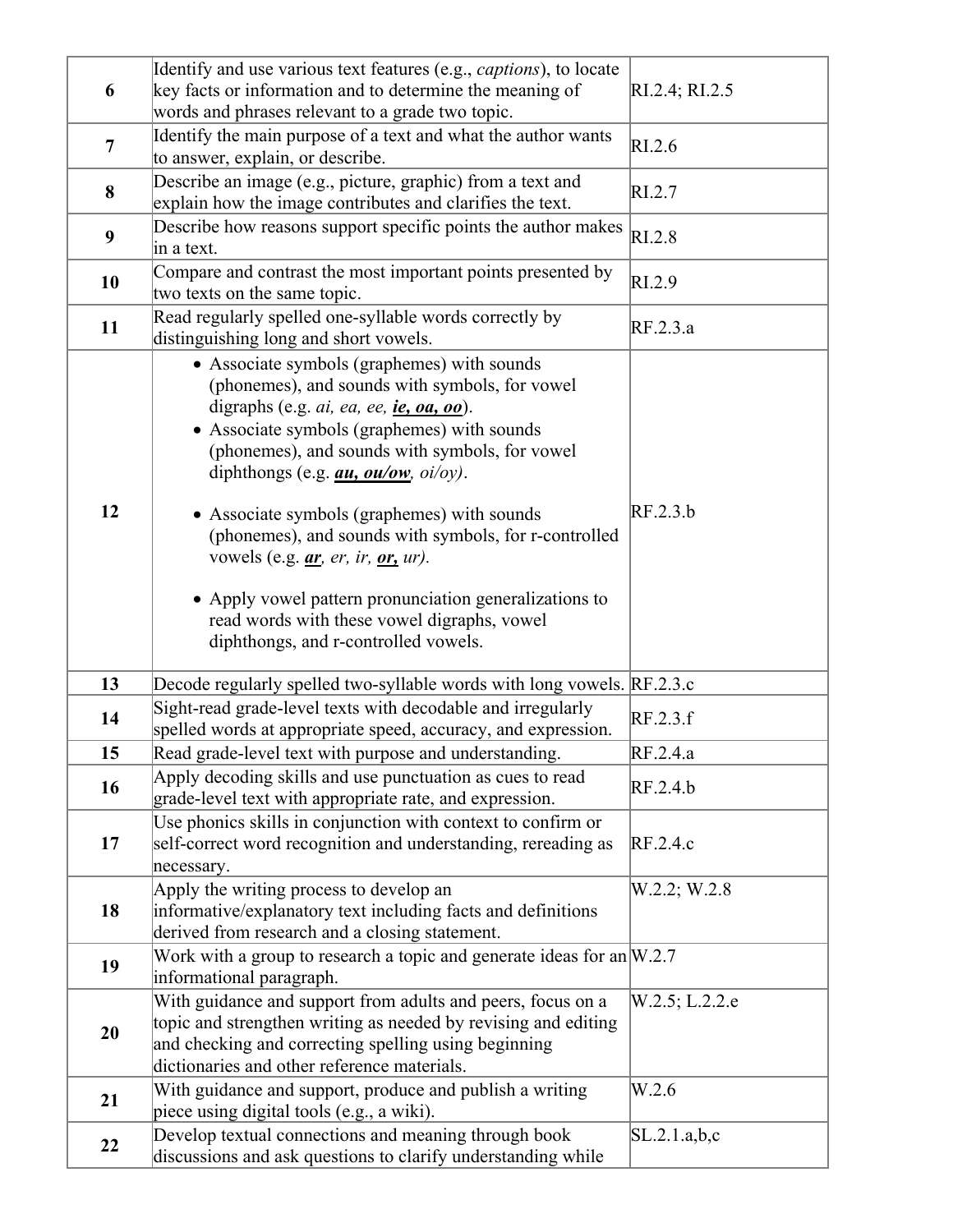| | | |
|---|---|---|
| **6** | Identify and use various text features (e.g., *captions*), to locate key facts or information and to determine the meaning of words and phrases relevant to a grade two topic. | RI.2.4; RI.2.5 |
| **7** | Identify the main purpose of a text and what the author wants to answer, explain, or describe. | RI.2.6 |
| **8** | Describe an image (e.g., picture, graphic) from a text and explain how the image contributes and clarifies the text. | RI.2.7 |
| **9** | Describe how reasons support specific points the author makes in a text. | RI.2.8 |
| **10** | Compare and contrast the most important points presented by two texts on the same topic. | RI.2.9 |
| **11** | Read regularly spelled one-syllable words correctly by distinguishing long and short vowels. | RF.2.3.a |
| **12** | • Associate symbols (graphemes) with sounds (phonemes), and sounds with symbols, for vowel digraphs (e.g. *ai, ea, ee,* ***<u>ie, oa, oo</u>***). <br> • Associate symbols (graphemes) with sounds (phonemes), and sounds with symbols, for vowel diphthongs (e.g. ***<u>au, ou/ow</u>****, oi/oy)*. <br> • Associate symbols (graphemes) with sounds (phonemes), and sounds with symbols, for r-controlled vowels (e.g. ***<u>ar</u>****, er, ir,* ***<u>or,</u>*** *ur).* <br> • Apply vowel pattern pronunciation generalizations to read words with these vowel digraphs, vowel diphthongs, and r-controlled vowels. | RF.2.3.b |
| **13** | Decode regularly spelled two-syllable words with long vowels. | RF.2.3.c |
| **14** | Sight-read grade-level texts with decodable and irregularly spelled words at appropriate speed, accuracy, and expression. | RF.2.3.f |
| **15** | Read grade-level text with purpose and understanding. | RF.2.4.a |
| **16** | Apply decoding skills and use punctuation as cues to read grade-level text with appropriate rate, and expression. | RF.2.4.b |
| **17** | Use phonics skills in conjunction with context to confirm or self-correct word recognition and understanding, rereading as necessary. | RF.2.4.c |
| **18** | Apply the writing process to develop an informative/explanatory text including facts and definitions derived from research and a closing statement. | W.2.2; W.2.8 |
| **19** | Work with a group to research a topic and generate ideas for an informational paragraph. | W.2.7 |
| **20** | With guidance and support from adults and peers, focus on a topic and strengthen writing as needed by revising and editing and checking and correcting spelling using beginning dictionaries and other reference materials. | W.2.5; L.2.2.e |
| **21** | With guidance and support, produce and publish a writing piece using digital tools (e.g., a wiki). | W.2.6 |
| **22** | Develop textual connections and meaning through book discussions and ask questions to clarify understanding while | SL.2.1.a,b,c |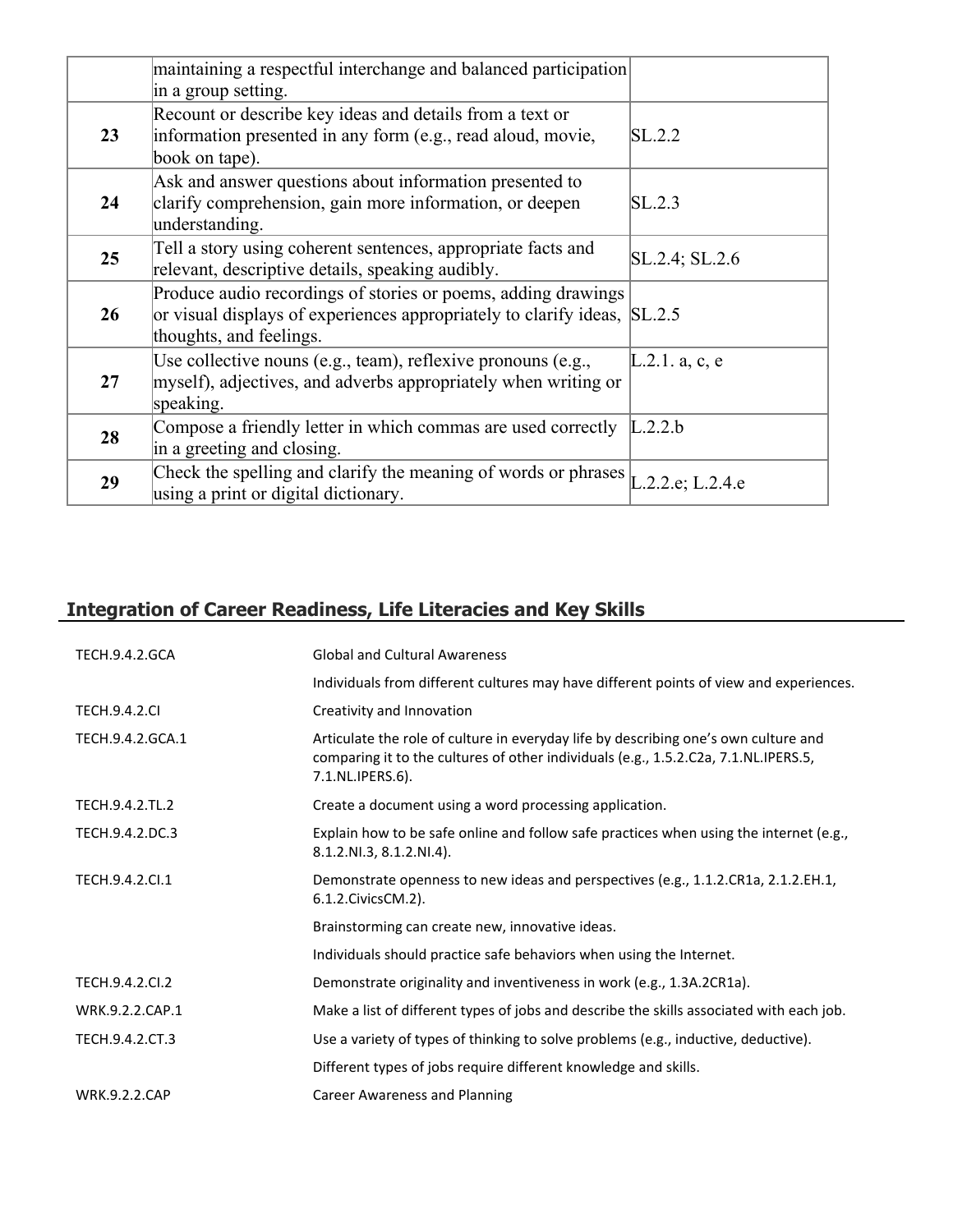| | | |
|---|---|---|
| | maintaining a respectful interchange and balanced participation in a group setting. | |
| **23** | Recount or describe key ideas and details from a text or information presented in any form (e.g., read aloud, movie, book on tape). | SL.2.2 |
| **24** | Ask and answer questions about information presented to clarify comprehension, gain more information, or deepen understanding. | SL.2.3 |
| **25** | Tell a story using coherent sentences, appropriate facts and relevant, descriptive details, speaking audibly. | SL.2.4; SL.2.6 |
| **26** | Produce audio recordings of stories or poems, adding drawings or visual displays of experiences appropriately to clarify ideas, thoughts, and feelings. | SL.2.5 |
| **27** | Use collective nouns (e.g., team), reflexive pronouns (e.g., myself), adjectives, and adverbs appropriately when writing or speaking. | L.2.1. a, c, e |
| **28** | Compose a friendly letter in which commas are used correctly in a greeting and closing. | L.2.2.b |
| **29** | Check the spelling and clarify the meaning of words or phrases using a print or digital dictionary. | L.2.2.e; L.2.4.e |

## Integration of Career Readiness, Life Literacies and Key Skills

| | |
|---|---|
| TECH.9.4.2.GCA | Global and Cultural Awareness |
| | Individuals from different cultures may have different points of view and experiences. |
| TECH.9.4.2.CI | Creativity and Innovation |
| TECH.9.4.2.GCA.1 | Articulate the role of culture in everyday life by describing one's own culture and comparing it to the cultures of other individuals (e.g., 1.5.2.C2a, 7.1.NL.IPERS.5, 7.1.NL.IPERS.6). |
| TECH.9.4.2.TL.2 | Create a document using a word processing application. |
| TECH.9.4.2.DC.3 | Explain how to be safe online and follow safe practices when using the internet (e.g., 8.1.2.NI.3, 8.1.2.NI.4). |
| TECH.9.4.2.CI.1 | Demonstrate openness to new ideas and perspectives (e.g., 1.1.2.CR1a, 2.1.2.EH.1, 6.1.2.CivicsCM.2). |
| | Brainstorming can create new, innovative ideas. |
| | Individuals should practice safe behaviors when using the Internet. |
| TECH.9.4.2.CI.2 | Demonstrate originality and inventiveness in work (e.g., 1.3A.2CR1a). |
| WRK.9.2.2.CAP.1 | Make a list of different types of jobs and describe the skills associated with each job. |
| TECH.9.4.2.CT.3 | Use a variety of types of thinking to solve problems (e.g., inductive, deductive). |
| | Different types of jobs require different knowledge and skills. |
| WRK.9.2.2.CAP | Career Awareness and Planning |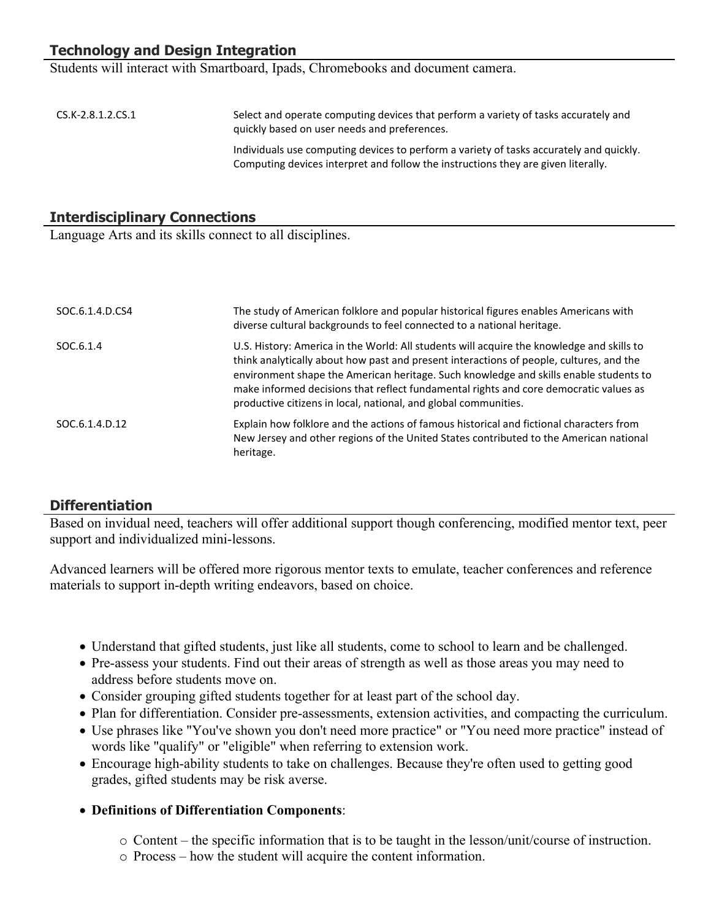## Technology and Design Integration

Students will interact with Smartboard, Ipads, Chromebooks and document camera.

| | |
|---|---|
| CS.K-2.8.1.2.CS.1 | Select and operate computing devices that perform a variety of tasks accurately and quickly based on user needs and preferences. |
| | Individuals use computing devices to perform a variety of tasks accurately and quickly. Computing devices interpret and follow the instructions they are given literally. |

## Interdisciplinary Connections

Language Arts and its skills connect to all disciplines.

| | |
|---|---|
| SOC.6.1.4.D.CS4 | The study of American folklore and popular historical figures enables Americans with diverse cultural backgrounds to feel connected to a national heritage. |
| SOC.6.1.4 | U.S. History: America in the World: All students will acquire the knowledge and skills to think analytically about how past and present interactions of people, cultures, and the environment shape the American heritage. Such knowledge and skills enable students to make informed decisions that reflect fundamental rights and core democratic values as productive citizens in local, national, and global communities. |
| SOC.6.1.4.D.12 | Explain how folklore and the actions of famous historical and fictional characters from New Jersey and other regions of the United States contributed to the American national heritage. |

## Differentiation

Based on invidual need, teachers will offer additional support though conferencing, modified mentor text, peer support and individualized mini-lessons.

Advanced learners will be offered more rigorous mentor texts to emulate, teacher conferences and reference materials to support in-depth writing endeavors, based on choice.

- Understand that gifted students, just like all students, come to school to learn and be challenged.
- Pre-assess your students. Find out their areas of strength as well as those areas you may need to address before students move on.
- Consider grouping gifted students together for at least part of the school day.
- Plan for differentiation. Consider pre-assessments, extension activities, and compacting the curriculum.
- Use phrases like "You've shown you don't need more practice" or "You need more practice" instead of words like "qualify" or "eligible" when referring to extension work.
- Encourage high-ability students to take on challenges. Because they're often used to getting good grades, gifted students may be risk averse.
- **Definitions of Differentiation Components**:
  - Content – the specific information that is to be taught in the lesson/unit/course of instruction.
  - Process – how the student will acquire the content information.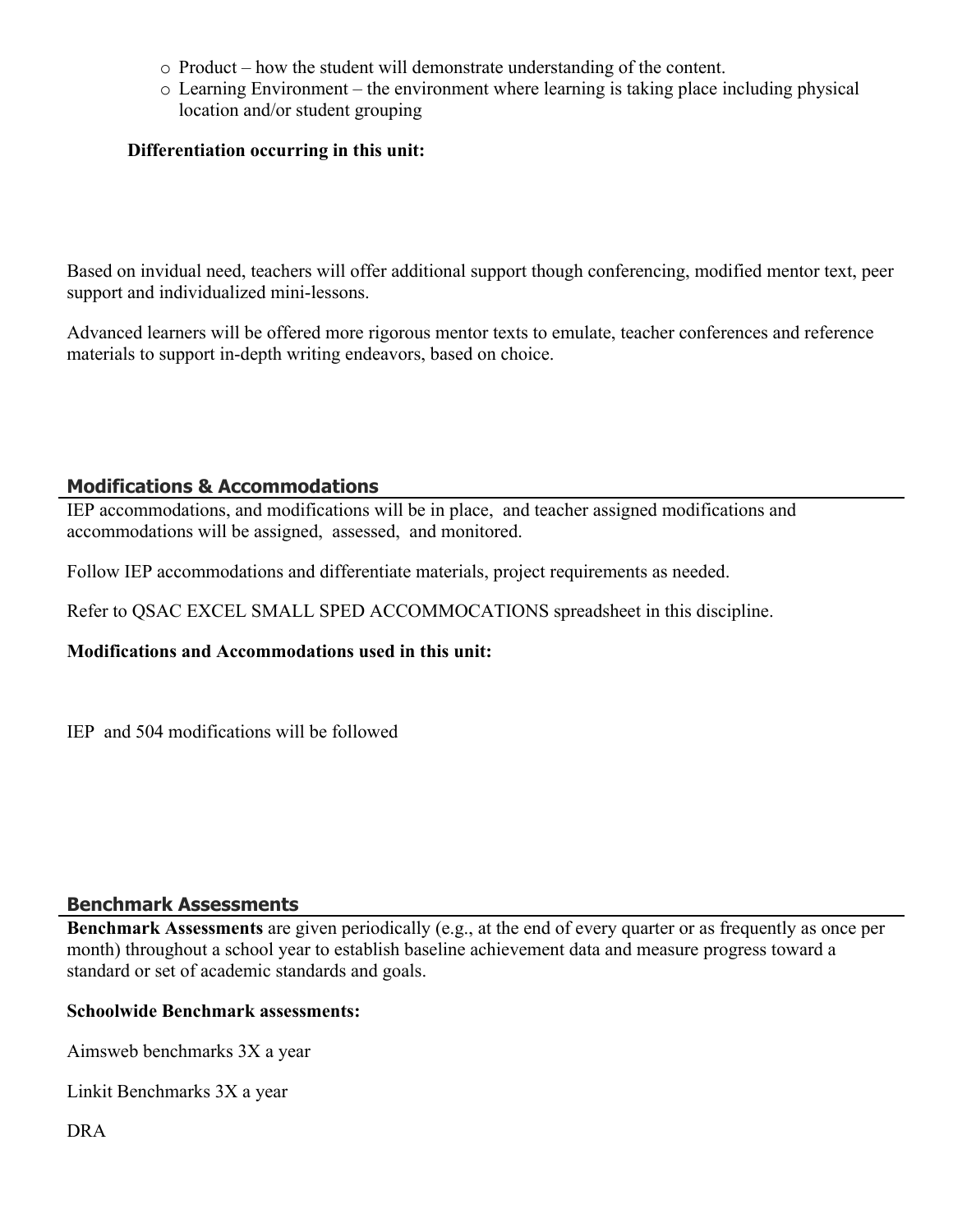- Product – how the student will demonstrate understanding of the content.
- Learning Environment – the environment where learning is taking place including physical location and/or student grouping

**Differentiation occurring in this unit:**

Based on invidual need, teachers will offer additional support though conferencing, modified mentor text, peer support and individualized mini-lessons.

Advanced learners will be offered more rigorous mentor texts to emulate, teacher conferences and reference materials to support in-depth writing endeavors, based on choice.

## Modifications & Accommodations

IEP accommodations, and modifications will be in place, and teacher assigned modifications and accommodations will be assigned, assessed, and monitored.

Follow IEP accommodations and differentiate materials, project requirements as needed.

Refer to QSAC EXCEL SMALL SPED ACCOMMOCATIONS spreadsheet in this discipline.

**Modifications and Accommodations used in this unit:**

IEP and 504 modifications will be followed

## Benchmark Assessments

**Benchmark Assessments** are given periodically (e.g., at the end of every quarter or as frequently as once per month) throughout a school year to establish baseline achievement data and measure progress toward a standard or set of academic standards and goals.

**Schoolwide Benchmark assessments:**

Aimsweb benchmarks 3X a year

Linkit Benchmarks 3X a year

DRA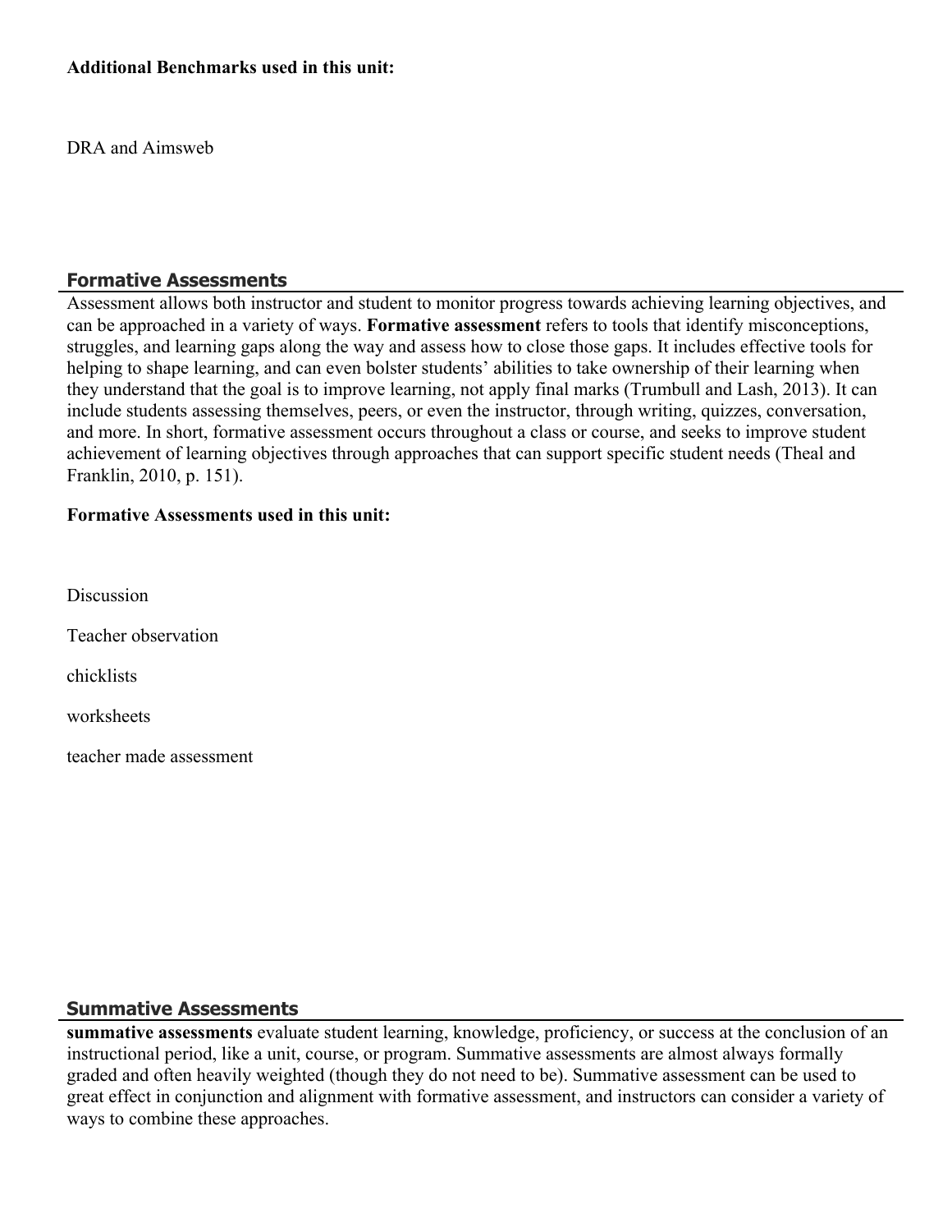**Additional Benchmarks used in this unit:**

DRA and Aimsweb

## Formative Assessments

Assessment allows both instructor and student to monitor progress towards achieving learning objectives, and can be approached in a variety of ways. **Formative assessment** refers to tools that identify misconceptions, struggles, and learning gaps along the way and assess how to close those gaps. It includes effective tools for helping to shape learning, and can even bolster students' abilities to take ownership of their learning when they understand that the goal is to improve learning, not apply final marks (Trumbull and Lash, 2013). It can include students assessing themselves, peers, or even the instructor, through writing, quizzes, conversation, and more. In short, formative assessment occurs throughout a class or course, and seeks to improve student achievement of learning objectives through approaches that can support specific student needs (Theal and Franklin, 2010, p. 151).

**Formative Assessments used in this unit:**

Discussion

Teacher observation

chicklists

worksheets

teacher made assessment

## Summative Assessments

**summative assessments** evaluate student learning, knowledge, proficiency, or success at the conclusion of an instructional period, like a unit, course, or program. Summative assessments are almost always formally graded and often heavily weighted (though they do not need to be). Summative assessment can be used to great effect in conjunction and alignment with formative assessment, and instructors can consider a variety of ways to combine these approaches.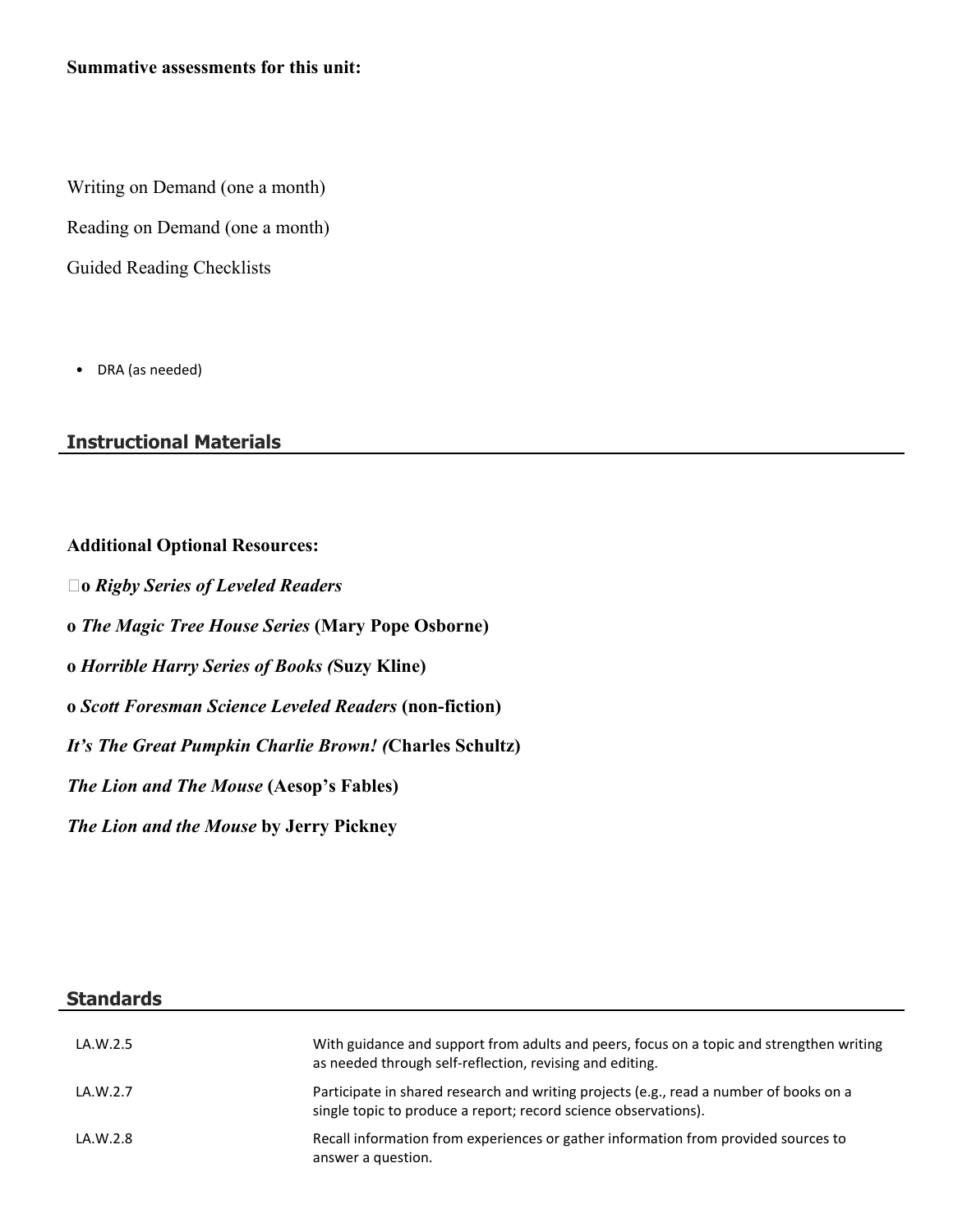**Summative assessments for this unit:**

Writing on Demand (one a month)

Reading on Demand (one a month)

Guided Reading Checklists

- DRA (as needed)

## Instructional Materials

**Additional Optional Resources:**

**o *Rigby Series of Leveled Readers***

**o *The Magic Tree House Series* (Mary Pope Osborne)**

**o *Horrible Harry Series of Books (*Suzy Kline)**

**o *Scott Foresman Science Leveled Readers* (non-fiction)**

***It's The Great Pumpkin Charlie Brown! (*Charles Schultz)**

***The Lion and The Mouse* (Aesop's Fables)**

***The Lion and the Mouse* by Jerry Pickney**

## Standards

| | |
|---|---|
| LA.W.2.5 | With guidance and support from adults and peers, focus on a topic and strengthen writing as needed through self-reflection, revising and editing. |
| LA.W.2.7 | Participate in shared research and writing projects (e.g., read a number of books on a single topic to produce a report; record science observations). |
| LA.W.2.8 | Recall information from experiences or gather information from provided sources to answer a question. |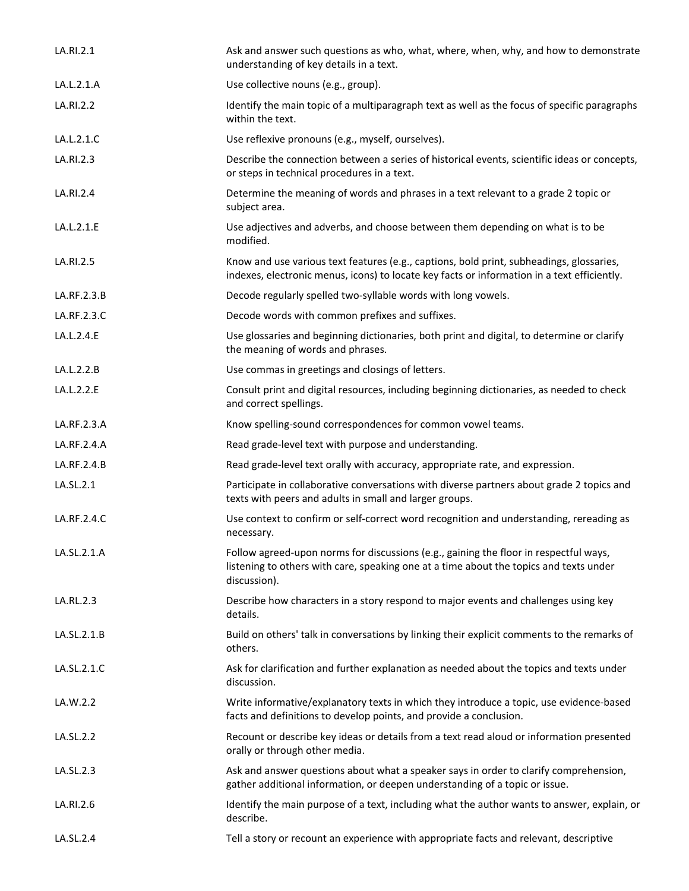| | |
|---|---|
| LA.RI.2.1 | Ask and answer such questions as who, what, where, when, why, and how to demonstrate understanding of key details in a text. |
| LA.L.2.1.A | Use collective nouns (e.g., group). |
| LA.RI.2.2 | Identify the main topic of a multiparagraph text as well as the focus of specific paragraphs within the text. |
| LA.L.2.1.C | Use reflexive pronouns (e.g., myself, ourselves). |
| LA.RI.2.3 | Describe the connection between a series of historical events, scientific ideas or concepts, or steps in technical procedures in a text. |
| LA.RI.2.4 | Determine the meaning of words and phrases in a text relevant to a grade 2 topic or subject area. |
| LA.L.2.1.E | Use adjectives and adverbs, and choose between them depending on what is to be modified. |
| LA.RI.2.5 | Know and use various text features (e.g., captions, bold print, subheadings, glossaries, indexes, electronic menus, icons) to locate key facts or information in a text efficiently. |
| LA.RF.2.3.B | Decode regularly spelled two-syllable words with long vowels. |
| LA.RF.2.3.C | Decode words with common prefixes and suffixes. |
| LA.L.2.4.E | Use glossaries and beginning dictionaries, both print and digital, to determine or clarify the meaning of words and phrases. |
| LA.L.2.2.B | Use commas in greetings and closings of letters. |
| LA.L.2.2.E | Consult print and digital resources, including beginning dictionaries, as needed to check and correct spellings. |
| LA.RF.2.3.A | Know spelling-sound correspondences for common vowel teams. |
| LA.RF.2.4.A | Read grade-level text with purpose and understanding. |
| LA.RF.2.4.B | Read grade-level text orally with accuracy, appropriate rate, and expression. |
| LA.SL.2.1 | Participate in collaborative conversations with diverse partners about grade 2 topics and texts with peers and adults in small and larger groups. |
| LA.RF.2.4.C | Use context to confirm or self-correct word recognition and understanding, rereading as necessary. |
| LA.SL.2.1.A | Follow agreed-upon norms for discussions (e.g., gaining the floor in respectful ways, listening to others with care, speaking one at a time about the topics and texts under discussion). |
| LA.RL.2.3 | Describe how characters in a story respond to major events and challenges using key details. |
| LA.SL.2.1.B | Build on others' talk in conversations by linking their explicit comments to the remarks of others. |
| LA.SL.2.1.C | Ask for clarification and further explanation as needed about the topics and texts under discussion. |
| LA.W.2.2 | Write informative/explanatory texts in which they introduce a topic, use evidence-based facts and definitions to develop points, and provide a conclusion. |
| LA.SL.2.2 | Recount or describe key ideas or details from a text read aloud or information presented orally or through other media. |
| LA.SL.2.3 | Ask and answer questions about what a speaker says in order to clarify comprehension, gather additional information, or deepen understanding of a topic or issue. |
| LA.RI.2.6 | Identify the main purpose of a text, including what the author wants to answer, explain, or describe. |
| LA.SL.2.4 | Tell a story or recount an experience with appropriate facts and relevant, descriptive |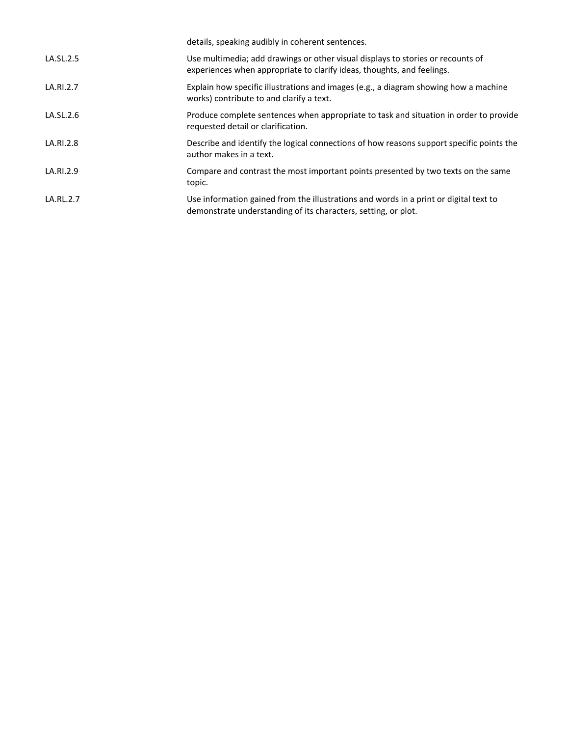| | |
|---|---|
| | details, speaking audibly in coherent sentences. |
| LA.SL.2.5 | Use multimedia; add drawings or other visual displays to stories or recounts of experiences when appropriate to clarify ideas, thoughts, and feelings. |
| LA.RI.2.7 | Explain how specific illustrations and images (e.g., a diagram showing how a machine works) contribute to and clarify a text. |
| LA.SL.2.6 | Produce complete sentences when appropriate to task and situation in order to provide requested detail or clarification. |
| LA.RI.2.8 | Describe and identify the logical connections of how reasons support specific points the author makes in a text. |
| LA.RI.2.9 | Compare and contrast the most important points presented by two texts on the same topic. |
| LA.RL.2.7 | Use information gained from the illustrations and words in a print or digital text to demonstrate understanding of its characters, setting, or plot. |